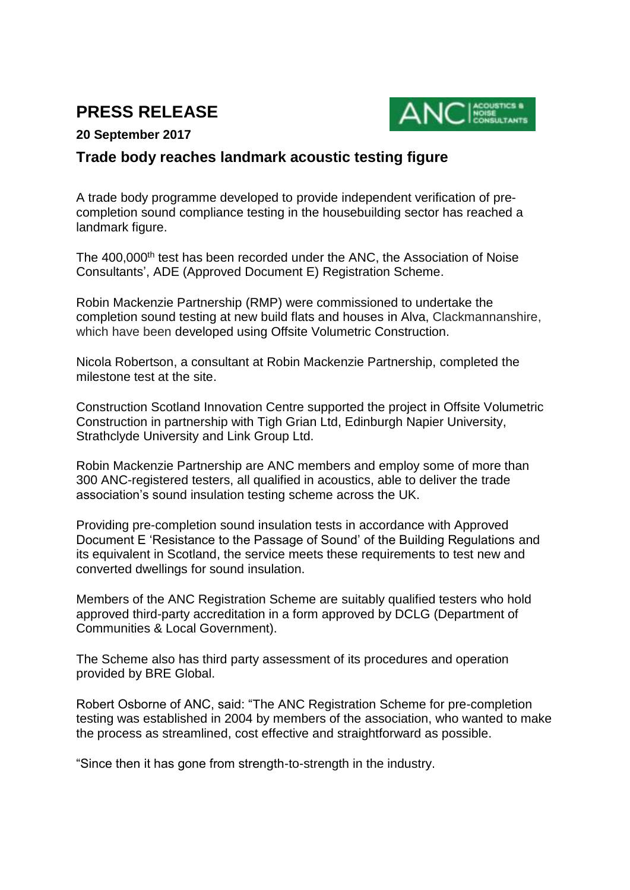# PRESS RELEASE

**20 September 2017**

## Trade body reaches landmark acoustic testing figure

A trade body programme developed to provide independent verification of pre-completion sound compliance testing in the housebuilding sector has reached a landmark figure.

The 400,000th test has been recorded under the ANC, the Association of Noise Consultants', ADE (Approved Document E) Registration Scheme.

Robin Mackenzie Partnership (RMP) were commissioned to undertake the completion sound testing at new build flats and houses in Alva, Clackmannanshire, which have been developed using Offsite Volumetric Construction.

Nicola Robertson, a consultant at Robin Mackenzie Partnership, completed the milestone test at the site.

Construction Scotland Innovation Centre supported the project in Offsite Volumetric Construction in partnership with Tigh Grian Ltd, Edinburgh Napier University, Strathclyde University and Link Group Ltd.

Robin Mackenzie Partnership are ANC members and employ some of more than 300 ANC-registered testers, all qualified in acoustics, able to deliver the trade association's sound insulation testing scheme across the UK.

Providing pre-completion sound insulation tests in accordance with Approved Document E 'Resistance to the Passage of Sound' of the Building Regulations and its equivalent in Scotland, the service meets these requirements to test new and converted dwellings for sound insulation.

Members of the ANC Registration Scheme are suitably qualified testers who hold approved third-party accreditation in a form approved by DCLG (Department of Communities & Local Government).

The Scheme also has third party assessment of its procedures and operation provided by BRE Global.

Robert Osborne of ANC, said: "The ANC Registration Scheme for pre-completion testing was established in 2004 by members of the association, who wanted to make the process as streamlined, cost effective and straightforward as possible.

"Since then it has gone from strength-to-strength in the industry.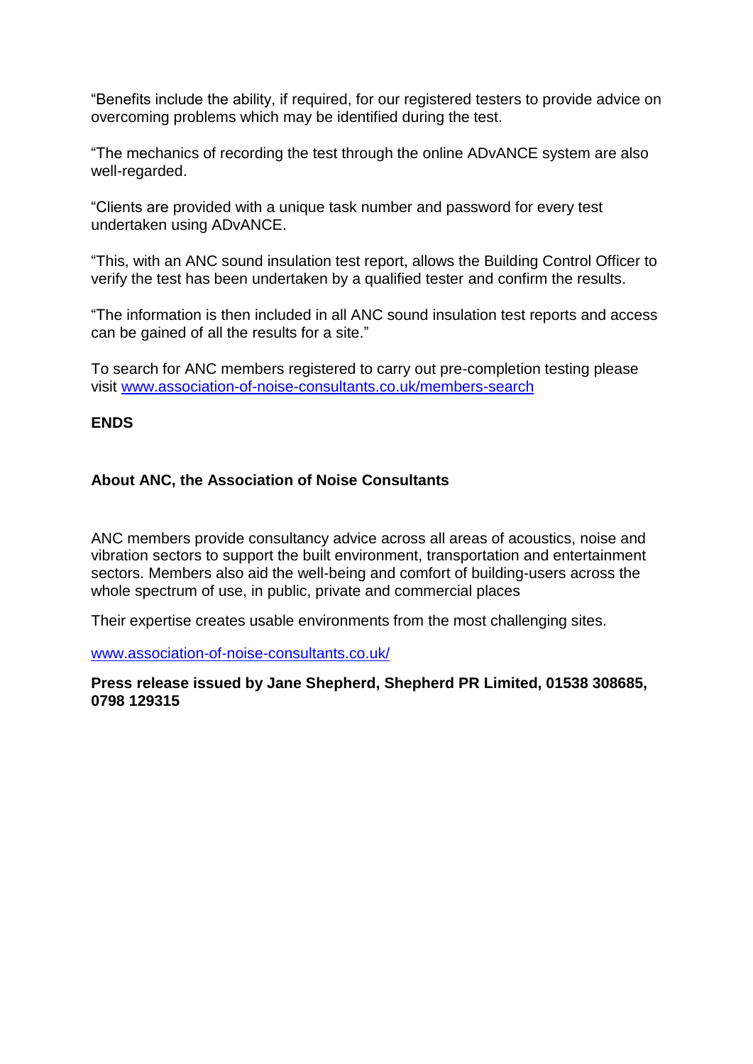"Benefits include the ability, if required, for our registered testers to provide advice on overcoming problems which may be identified during the test.

"The mechanics of recording the test through the online ADvANCE system are also well-regarded.

"Clients are provided with a unique task number and password for every test undertaken using ADvANCE.

"This, with an ANC sound insulation test report, allows the Building Control Officer to verify the test has been undertaken by a qualified tester and confirm the results.

"The information is then included in all ANC sound insulation test reports and access can be gained of all the results for a site."

To search for ANC members registered to carry out pre-completion testing please visit [www.association-of-noise-consultants.co.uk/members-search](www.association-of-noise-consultants.co.uk/members-search)

**ENDS**

**About ANC, the Association of Noise Consultants**

ANC members provide consultancy advice across all areas of acoustics, noise and vibration sectors to support the built environment, transportation and entertainment sectors. Members also aid the well-being and comfort of building-users across the whole spectrum of use, in public, private and commercial places

Their expertise creates usable environments from the most challenging sites.

[www.association-of-noise-consultants.co.uk/](www.association-of-noise-consultants.co.uk/)

**Press release issued by Jane Shepherd, Shepherd PR Limited, 01538 308685, 0798 129315**